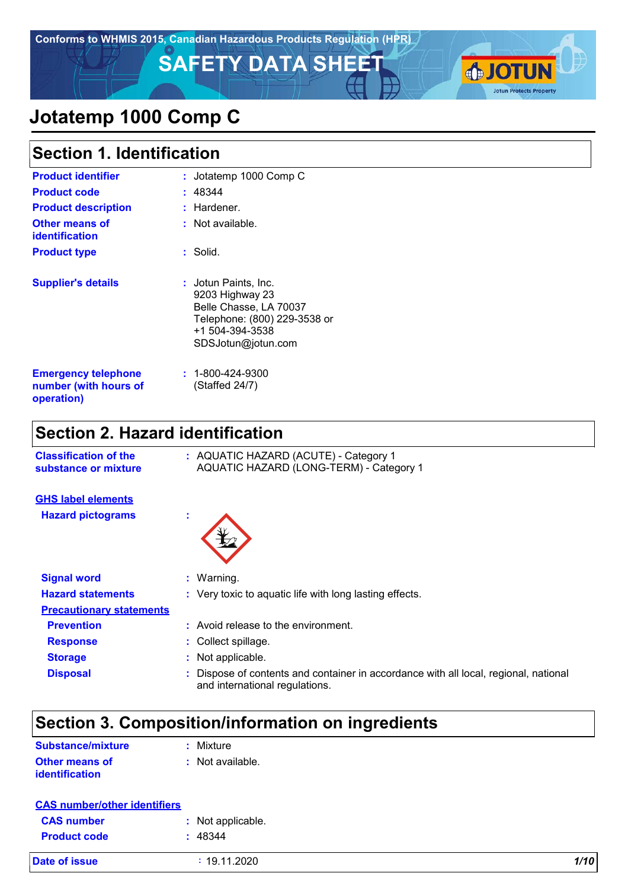Conforms to WHMIS 2015, Canadian Hazardous Products Regulation (HPR)

# SAFETY DATA SHEET

# Jotatemp 1000 Comp C

## Section 1. Identification

| | |
|---|---|
| **Product identifier** | : Jotatemp 1000 Comp C |
| **Product code** | : 48344 |
| **Product description** | : Hardener. |
| **Other means of identification** | : Not available. |
| **Product type** | : Solid. |
| **Supplier's details** | : Jotun Paints, Inc.<br>9203 Highway 23<br>Belle Chasse, LA 70037<br>Telephone: (800) 229-3538 or<br>+1 504-394-3538<br>SDSJotun@jotun.com |
| **Emergency telephone number (with hours of operation)** | : 1-800-424-9300<br>(Staffed 24/7) |

## Section 2. Hazard identification

| | |
|---|---|
| **Classification of the substance or mixture** | : AQUATIC HAZARD (ACUTE) - Category 1<br>AQUATIC HAZARD (LONG-TERM) - Category 1 |

**GHS label elements**

| | |
|---|---|
| **Hazard pictograms** | : |
| **Signal word** | : Warning. |
| **Hazard statements** | : Very toxic to aquatic life with long lasting effects. |

**Precautionary statements**

| | |
|---|---|
| **Prevention** | : Avoid release to the environment. |
| **Response** | : Collect spillage. |
| **Storage** | : Not applicable. |
| **Disposal** | : Dispose of contents and container in accordance with all local, regional, national and international regulations. |

## Section 3. Composition/information on ingredients

| | |
|---|---|
| **Substance/mixture** | : Mixture |
| **Other means of identification** | : Not available. |

**CAS number/other identifiers**

| | |
|---|---|
| **CAS number** | : Not applicable. |
| **Product code** | : 48344 |

**Date of issue** : 19.11.2020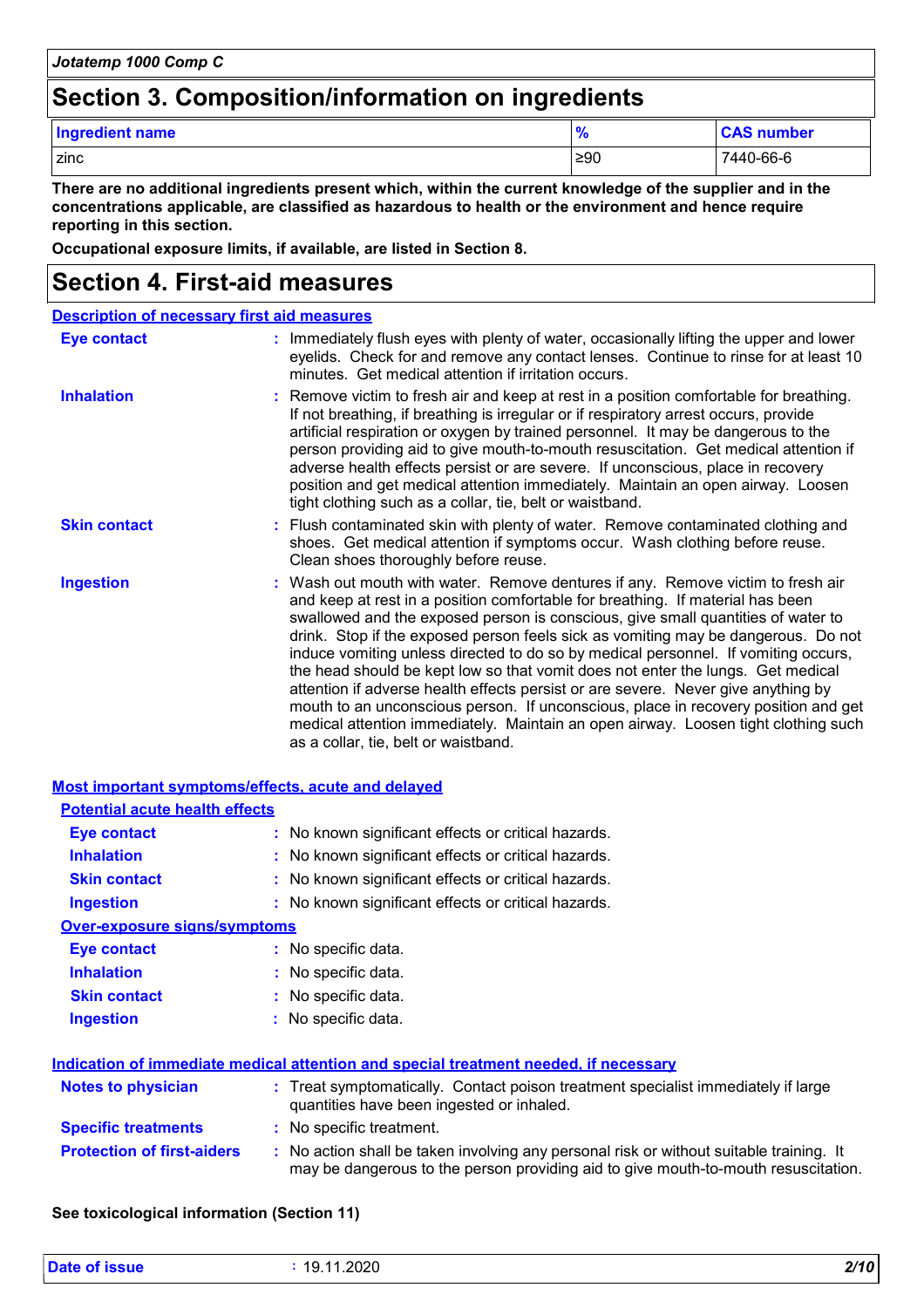## Section 3. Composition/information on ingredients

| Ingredient name | % | CAS number |
|---|---|---|
| zinc | ≥90 | 7440-66-6 |

**There are no additional ingredients present which, within the current knowledge of the supplier and in the concentrations applicable, are classified as hazardous to health or the environment and hence require reporting in this section.**

**Occupational exposure limits, if available, are listed in Section 8.**

## Section 4. First-aid measures

### Description of necessary first aid measures

**Eye contact** : Immediately flush eyes with plenty of water, occasionally lifting the upper and lower eyelids. Check for and remove any contact lenses. Continue to rinse for at least 10 minutes. Get medical attention if irritation occurs.

**Inhalation** : Remove victim to fresh air and keep at rest in a position comfortable for breathing. If not breathing, if breathing is irregular or if respiratory arrest occurs, provide artificial respiration or oxygen by trained personnel. It may be dangerous to the person providing aid to give mouth-to-mouth resuscitation. Get medical attention if adverse health effects persist or are severe. If unconscious, place in recovery position and get medical attention immediately. Maintain an open airway. Loosen tight clothing such as a collar, tie, belt or waistband.

**Skin contact** : Flush contaminated skin with plenty of water. Remove contaminated clothing and shoes. Get medical attention if symptoms occur. Wash clothing before reuse. Clean shoes thoroughly before reuse.

**Ingestion** : Wash out mouth with water. Remove dentures if any. Remove victim to fresh air and keep at rest in a position comfortable for breathing. If material has been swallowed and the exposed person is conscious, give small quantities of water to drink. Stop if the exposed person feels sick as vomiting may be dangerous. Do not induce vomiting unless directed to do so by medical personnel. If vomiting occurs, the head should be kept low so that vomit does not enter the lungs. Get medical attention if adverse health effects persist or are severe. Never give anything by mouth to an unconscious person. If unconscious, place in recovery position and get medical attention immediately. Maintain an open airway. Loosen tight clothing such as a collar, tie, belt or waistband.

### Most important symptoms/effects, acute and delayed

#### Potential acute health effects

**Eye contact** : No known significant effects or critical hazards.

**Inhalation** : No known significant effects or critical hazards.

**Skin contact** : No known significant effects or critical hazards.

**Ingestion** : No known significant effects or critical hazards.

#### Over-exposure signs/symptoms

**Eye contact** : No specific data.

**Inhalation** : No specific data.

**Skin contact** : No specific data.

**Ingestion** : No specific data.

### Indication of immediate medical attention and special treatment needed, if necessary

**Notes to physician** : Treat symptomatically. Contact poison treatment specialist immediately if large quantities have been ingested or inhaled.

**Specific treatments** : No specific treatment.

**Protection of first-aiders** : No action shall be taken involving any personal risk or without suitable training. It may be dangerous to the person providing aid to give mouth-to-mouth resuscitation.

**See toxicological information (Section 11)**

**Date of issue** : 19.11.2020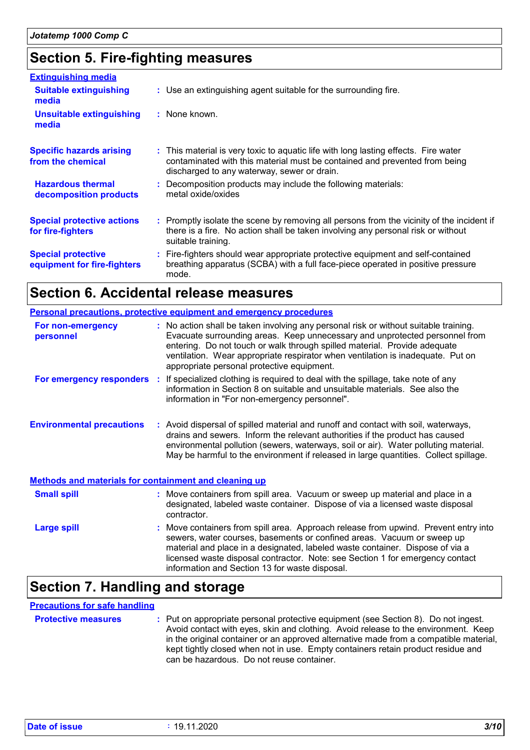## Section 5. Fire-fighting measures

### Extinguishing media

**Suitable extinguishing media** : Use an extinguishing agent suitable for the surrounding fire.

**Unsuitable extinguishing media** : None known.

**Specific hazards arising from the chemical** : This material is very toxic to aquatic life with long lasting effects. Fire water contaminated with this material must be contained and prevented from being discharged to any waterway, sewer or drain.

**Hazardous thermal decomposition products** : Decomposition products may include the following materials: metal oxide/oxides

**Special protective actions for fire-fighters** : Promptly isolate the scene by removing all persons from the vicinity of the incident if there is a fire. No action shall be taken involving any personal risk or without suitable training.

**Special protective equipment for fire-fighters** : Fire-fighters should wear appropriate protective equipment and self-contained breathing apparatus (SCBA) with a full face-piece operated in positive pressure mode.

## Section 6. Accidental release measures

### Personal precautions, protective equipment and emergency procedures

**For non-emergency personnel** : No action shall be taken involving any personal risk or without suitable training. Evacuate surrounding areas. Keep unnecessary and unprotected personnel from entering. Do not touch or walk through spilled material. Provide adequate ventilation. Wear appropriate respirator when ventilation is inadequate. Put on appropriate personal protective equipment.

**For emergency responders** : If specialized clothing is required to deal with the spillage, take note of any information in Section 8 on suitable and unsuitable materials. See also the information in "For non-emergency personnel".

**Environmental precautions** : Avoid dispersal of spilled material and runoff and contact with soil, waterways, drains and sewers. Inform the relevant authorities if the product has caused environmental pollution (sewers, waterways, soil or air). Water polluting material. May be harmful to the environment if released in large quantities. Collect spillage.

### Methods and materials for containment and cleaning up

**Small spill** : Move containers from spill area. Vacuum or sweep up material and place in a designated, labeled waste container. Dispose of via a licensed waste disposal contractor.

**Large spill** : Move containers from spill area. Approach release from upwind. Prevent entry into sewers, water courses, basements or confined areas. Vacuum or sweep up material and place in a designated, labeled waste container. Dispose of via a licensed waste disposal contractor. Note: see Section 1 for emergency contact information and Section 13 for waste disposal.

## Section 7. Handling and storage

### Precautions for safe handling

**Protective measures** : Put on appropriate personal protective equipment (see Section 8). Do not ingest. Avoid contact with eyes, skin and clothing. Avoid release to the environment. Keep in the original container or an approved alternative made from a compatible material, kept tightly closed when not in use. Empty containers retain product residue and can be hazardous. Do not reuse container.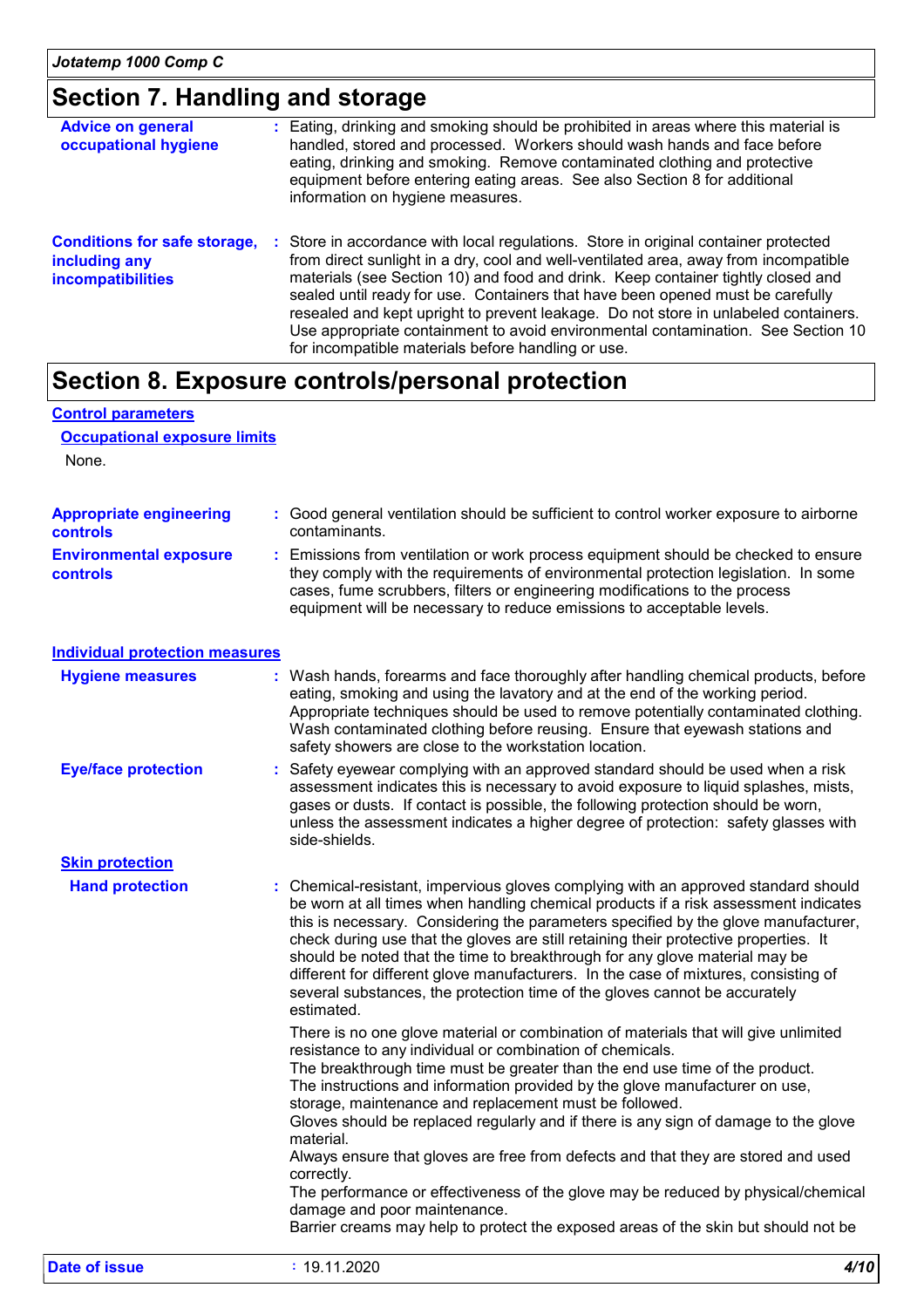## Section 7. Handling and storage

**Advice on general occupational hygiene** : Eating, drinking and smoking should be prohibited in areas where this material is handled, stored and processed. Workers should wash hands and face before eating, drinking and smoking. Remove contaminated clothing and protective equipment before entering eating areas. See also Section 8 for additional information on hygiene measures.

**Conditions for safe storage, including any incompatibilities** : Store in accordance with local regulations. Store in original container protected from direct sunlight in a dry, cool and well-ventilated area, away from incompatible materials (see Section 10) and food and drink. Keep container tightly closed and sealed until ready for use. Containers that have been opened must be carefully resealed and kept upright to prevent leakage. Do not store in unlabeled containers. Use appropriate containment to avoid environmental contamination. See Section 10 for incompatible materials before handling or use.

## Section 8. Exposure controls/personal protection

### Control parameters

#### Occupational exposure limits

None.

**Appropriate engineering controls** : Good general ventilation should be sufficient to control worker exposure to airborne contaminants.

**Environmental exposure controls** : Emissions from ventilation or work process equipment should be checked to ensure they comply with the requirements of environmental protection legislation. In some cases, fume scrubbers, filters or engineering modifications to the process equipment will be necessary to reduce emissions to acceptable levels.

### Individual protection measures

**Hygiene measures** : Wash hands, forearms and face thoroughly after handling chemical products, before eating, smoking and using the lavatory and at the end of the working period. Appropriate techniques should be used to remove potentially contaminated clothing. Wash contaminated clothing before reusing. Ensure that eyewash stations and safety showers are close to the workstation location.

**Eye/face protection** : Safety eyewear complying with an approved standard should be used when a risk assessment indicates this is necessary to avoid exposure to liquid splashes, mists, gases or dusts. If contact is possible, the following protection should be worn, unless the assessment indicates a higher degree of protection: safety glasses with side-shields.

#### Skin protection

**Hand protection** : Chemical-resistant, impervious gloves complying with an approved standard should be worn at all times when handling chemical products if a risk assessment indicates this is necessary. Considering the parameters specified by the glove manufacturer, check during use that the gloves are still retaining their protective properties. It should be noted that the time to breakthrough for any glove material may be different for different glove manufacturers. In the case of mixtures, consisting of several substances, the protection time of the gloves cannot be accurately estimated.

There is no one glove material or combination of materials that will give unlimited resistance to any individual or combination of chemicals.
The breakthrough time must be greater than the end use time of the product.
The instructions and information provided by the glove manufacturer on use, storage, maintenance and replacement must be followed.
Gloves should be replaced regularly and if there is any sign of damage to the glove material.
Always ensure that gloves are free from defects and that they are stored and used correctly.
The performance or effectiveness of the glove may be reduced by physical/chemical damage and poor maintenance.
Barrier creams may help to protect the exposed areas of the skin but should not be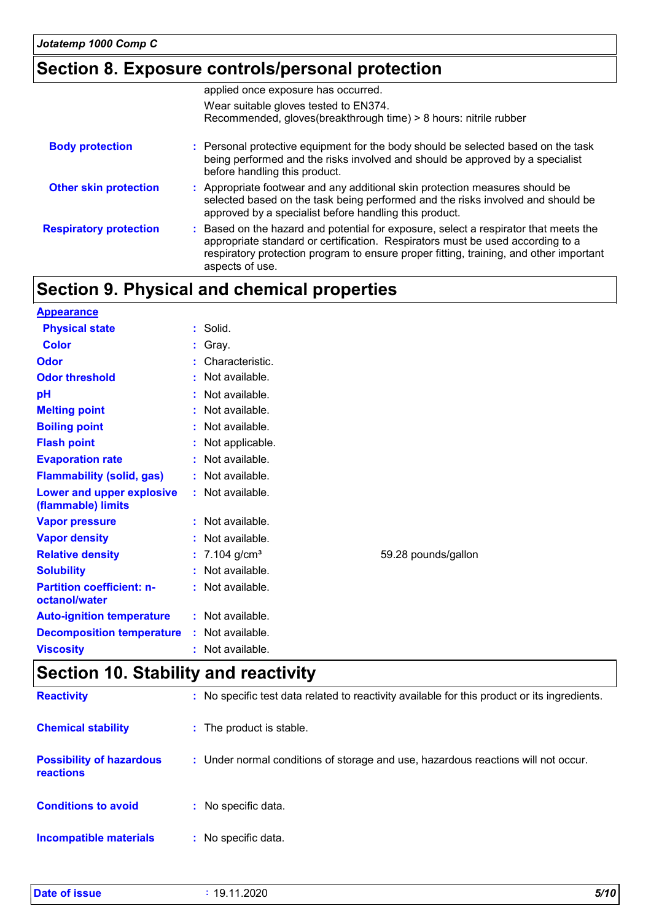## Section 8. Exposure controls/personal protection

applied once exposure has occurred.

Wear suitable gloves tested to EN374.
Recommended, gloves(breakthrough time) > 8 hours: nitrile rubber

| | |
|---|---|
| **Body protection** | : Personal protective equipment for the body should be selected based on the task being performed and the risks involved and should be approved by a specialist before handling this product. |
| **Other skin protection** | : Appropriate footwear and any additional skin protection measures should be selected based on the task being performed and the risks involved and should be approved by a specialist before handling this product. |
| **Respiratory protection** | : Based on the hazard and potential for exposure, select a respirator that meets the appropriate standard or certification. Respirators must be used according to a respiratory protection program to ensure proper fitting, training, and other important aspects of use. |

## Section 9. Physical and chemical properties

**Appearance**

| | | |
|---|---|---|
| **Physical state** | : Solid. | |
| **Color** | : Gray. | |
| **Odor** | : Characteristic. | |
| **Odor threshold** | : Not available. | |
| **pH** | : Not available. | |
| **Melting point** | : Not available. | |
| **Boiling point** | : Not available. | |
| **Flash point** | : Not applicable. | |
| **Evaporation rate** | : Not available. | |
| **Flammability (solid, gas)** | : Not available. | |
| **Lower and upper explosive (flammable) limits** | : Not available. | |
| **Vapor pressure** | : Not available. | |
| **Vapor density** | : Not available. | |
| **Relative density** | : 7.104 g/cm³ | 59.28 pounds/gallon |
| **Solubility** | : Not available. | |
| **Partition coefficient: n-octanol/water** | : Not available. | |
| **Auto-ignition temperature** | : Not available. | |
| **Decomposition temperature** | : Not available. | |
| **Viscosity** | : Not available. | |

## Section 10. Stability and reactivity

| | |
|---|---|
| **Reactivity** | : No specific test data related to reactivity available for this product or its ingredients. |
| **Chemical stability** | : The product is stable. |
| **Possibility of hazardous reactions** | : Under normal conditions of storage and use, hazardous reactions will not occur. |
| **Conditions to avoid** | : No specific data. |
| **Incompatible materials** | : No specific data. |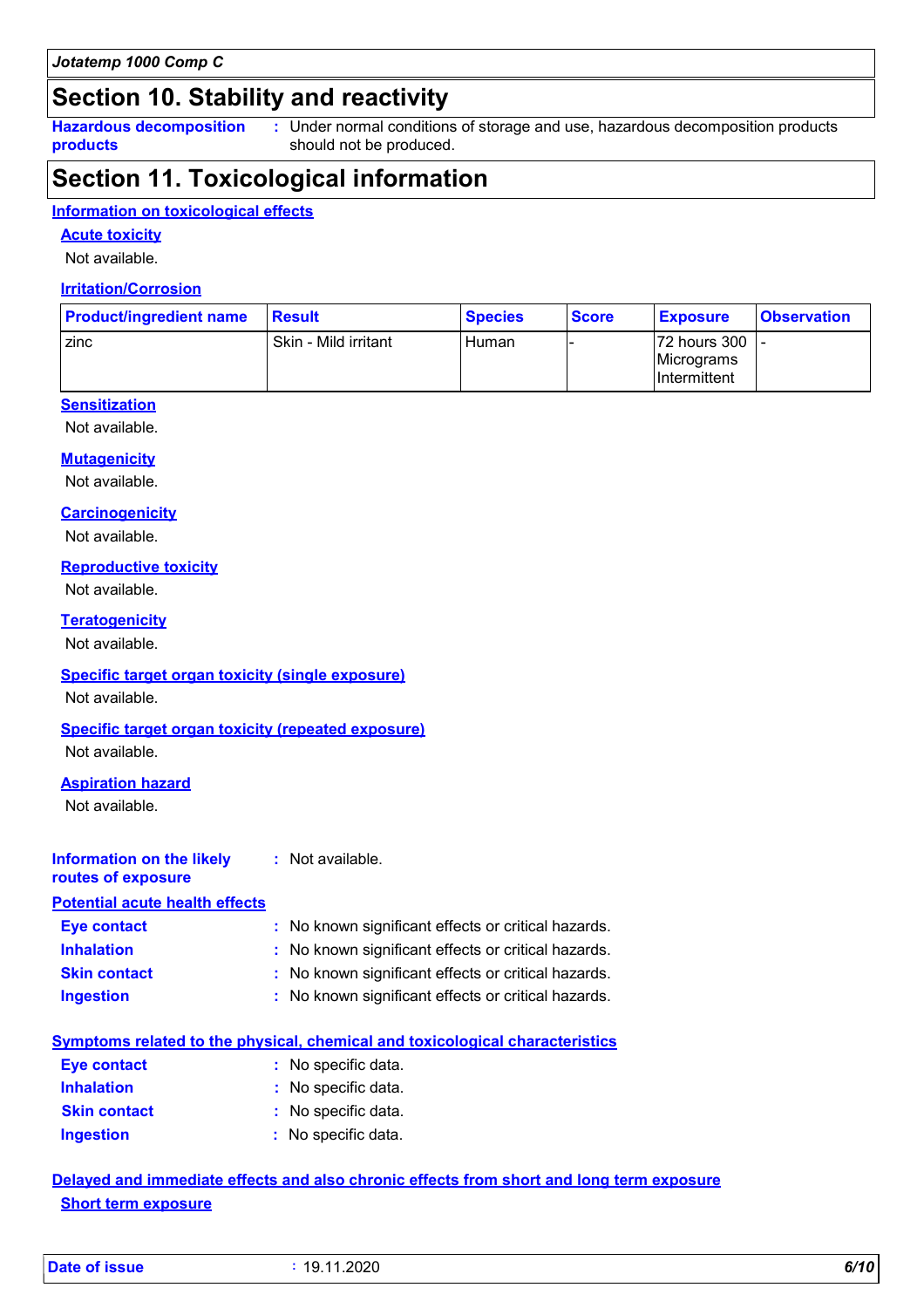## Section 10. Stability and reactivity

**Hazardous decomposition products** : Under normal conditions of storage and use, hazardous decomposition products should not be produced.

## Section 11. Toxicological information

### Information on toxicological effects

#### Acute toxicity

Not available.

#### Irritation/Corrosion

| Product/ingredient name | Result | Species | Score | Exposure | Observation |
|---|---|---|---|---|---|
| zinc | Skin - Mild irritant | Human | - | 72 hours 300 Micrograms Intermittent | - |

#### Sensitization

Not available.

#### Mutagenicity

Not available.

#### Carcinogenicity

Not available.

#### Reproductive toxicity

Not available.

#### Teratogenicity

Not available.

#### Specific target organ toxicity (single exposure)

Not available.

#### Specific target organ toxicity (repeated exposure)

Not available.

#### Aspiration hazard

Not available.

**Information on the likely routes of exposure** : Not available.

### Potential acute health effects

**Eye contact** : No known significant effects or critical hazards.
**Inhalation** : No known significant effects or critical hazards.
**Skin contact** : No known significant effects or critical hazards.
**Ingestion** : No known significant effects or critical hazards.

### Symptoms related to the physical, chemical and toxicological characteristics

**Eye contact** : No specific data.
**Inhalation** : No specific data.
**Skin contact** : No specific data.
**Ingestion** : No specific data.

### Delayed and immediate effects and also chronic effects from short and long term exposure

#### Short term exposure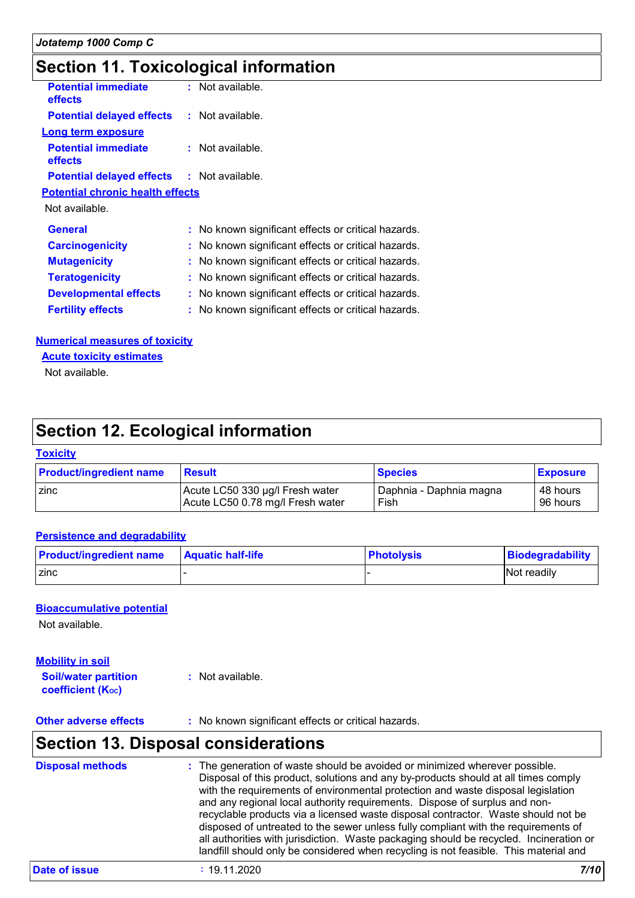## Section 11. Toxicological information

**Potential immediate effects** : Not available.

**Potential delayed effects** : Not available.

**Long term exposure**

**Potential immediate effects** : Not available.

**Potential delayed effects** : Not available.

**Potential chronic health effects**

Not available.

**General** : No known significant effects or critical hazards.

**Carcinogenicity** : No known significant effects or critical hazards.

**Mutagenicity** : No known significant effects or critical hazards.

**Teratogenicity** : No known significant effects or critical hazards.

**Developmental effects** : No known significant effects or critical hazards.

**Fertility effects** : No known significant effects or critical hazards.

**Numerical measures of toxicity**

**Acute toxicity estimates**

Not available.

## Section 12. Ecological information

**Toxicity**

| Product/ingredient name | Result | Species | Exposure |
|---|---|---|---|
| zinc | Acute LC50 330 µg/l Fresh water<br>Acute LC50 0.78 mg/l Fresh water | Daphnia - Daphnia magna<br>Fish | 48 hours<br>96 hours |

**Persistence and degradability**

| Product/ingredient name | Aquatic half-life | Photolysis | Biodegradability |
|---|---|---|---|
| zinc | - | - | Not readily |

**Bioaccumulative potential**

Not available.

**Mobility in soil**

**Soil/water partition coefficient ($K_{OC}$)** : Not available.

**Other adverse effects** : No known significant effects or critical hazards.

## Section 13. Disposal considerations

**Disposal methods** : The generation of waste should be avoided or minimized wherever possible. Disposal of this product, solutions and any by-products should at all times comply with the requirements of environmental protection and waste disposal legislation and any regional local authority requirements. Dispose of surplus and non-recyclable products via a licensed waste disposal contractor. Waste should not be disposed of untreated to the sewer unless fully compliant with the requirements of all authorities with jurisdiction. Waste packaging should be recycled. Incineration or landfill should only be considered when recycling is not feasible. This material and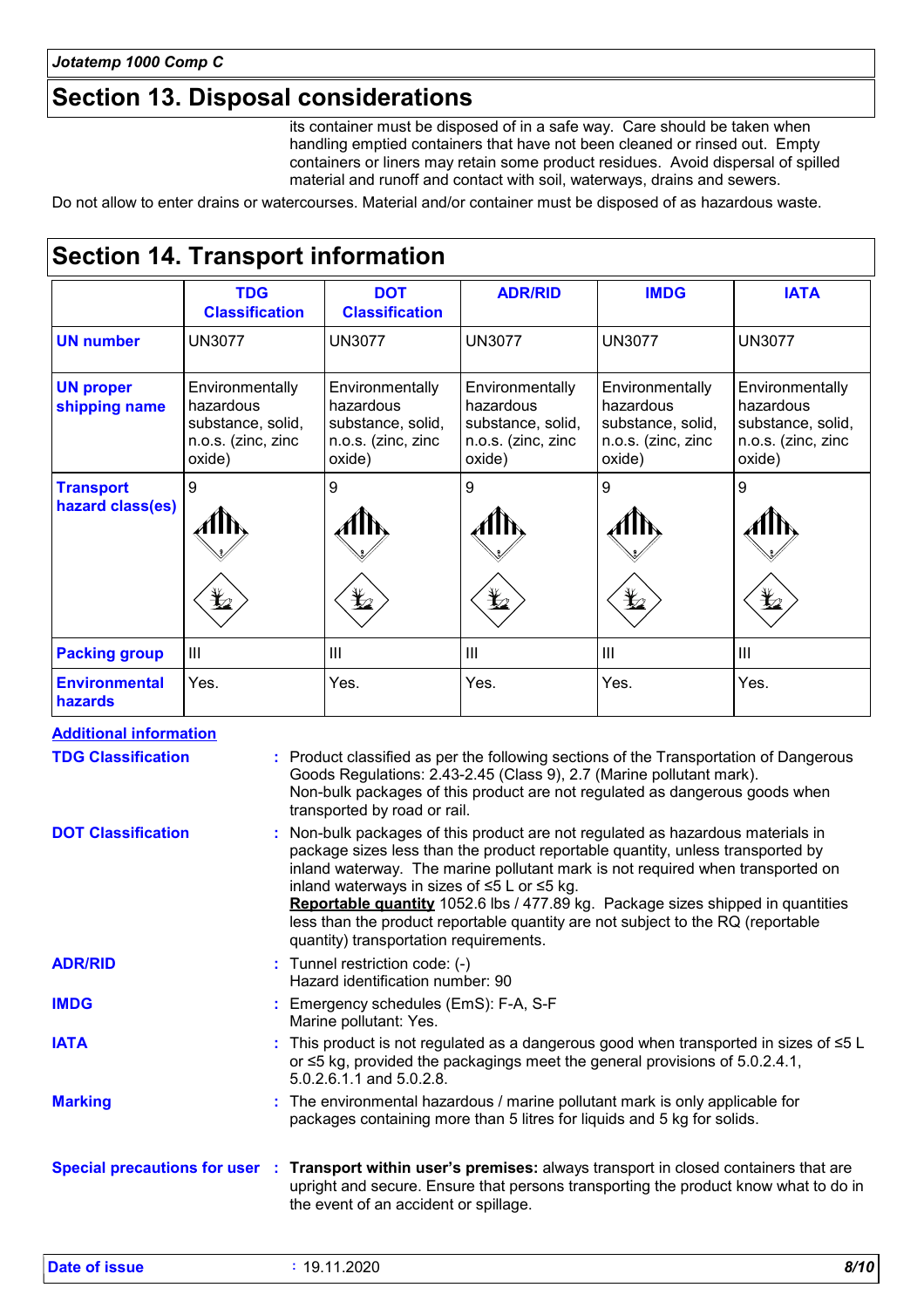## Section 13. Disposal considerations

its container must be disposed of in a safe way. Care should be taken when handling emptied containers that have not been cleaned or rinsed out. Empty containers or liners may retain some product residues. Avoid dispersal of spilled material and runoff and contact with soil, waterways, drains and sewers.

Do not allow to enter drains or watercourses. Material and/or container must be disposed of as hazardous waste.

## Section 14. Transport information

| | TDG Classification | DOT Classification | ADR/RID | IMDG | IATA |
|---|---|---|---|---|---|
| **UN number** | UN3077 | UN3077 | UN3077 | UN3077 | UN3077 |
| **UN proper shipping name** | Environmentally hazardous substance, solid, n.o.s. (zinc, zinc oxide) | Environmentally hazardous substance, solid, n.o.s. (zinc, zinc oxide) | Environmentally hazardous substance, solid, n.o.s. (zinc, zinc oxide) | Environmentally hazardous substance, solid, n.o.s. (zinc, zinc oxide) | Environmentally hazardous substance, solid, n.o.s. (zinc, zinc oxide) |
| **Transport hazard class(es)** | 9 | 9 | 9 | 9 | 9 |
| **Packing group** | III | III | III | III | III |
| **Environmental hazards** | Yes. | Yes. | Yes. | Yes. | Yes. |

**Additional information**

**TDG Classification** : Product classified as per the following sections of the Transportation of Dangerous Goods Regulations: 2.43-2.45 (Class 9), 2.7 (Marine pollutant mark).
Non-bulk packages of this product are not regulated as dangerous goods when transported by road or rail.

**DOT Classification** : Non-bulk packages of this product are not regulated as hazardous materials in package sizes less than the product reportable quantity, unless transported by inland waterway. The marine pollutant mark is not required when transported on inland waterways in sizes of ≤5 L or ≤5 kg.
**Reportable quantity** 1052.6 lbs / 477.89 kg. Package sizes shipped in quantities less than the product reportable quantity are not subject to the RQ (reportable quantity) transportation requirements.

**ADR/RID** : Tunnel restriction code: (-)
Hazard identification number: 90

**IMDG** : Emergency schedules (EmS): F-A, S-F
Marine pollutant: Yes.

**IATA** : This product is not regulated as a dangerous good when transported in sizes of ≤5 L or ≤5 kg, provided the packagings meet the general provisions of 5.0.2.4.1, 5.0.2.6.1.1 and 5.0.2.8.

**Marking** : The environmental hazardous / marine pollutant mark is only applicable for packages containing more than 5 litres for liquids and 5 kg for solids.

**Special precautions for user** : **Transport within user's premises:** always transport in closed containers that are upright and secure. Ensure that persons transporting the product know what to do in the event of an accident or spillage.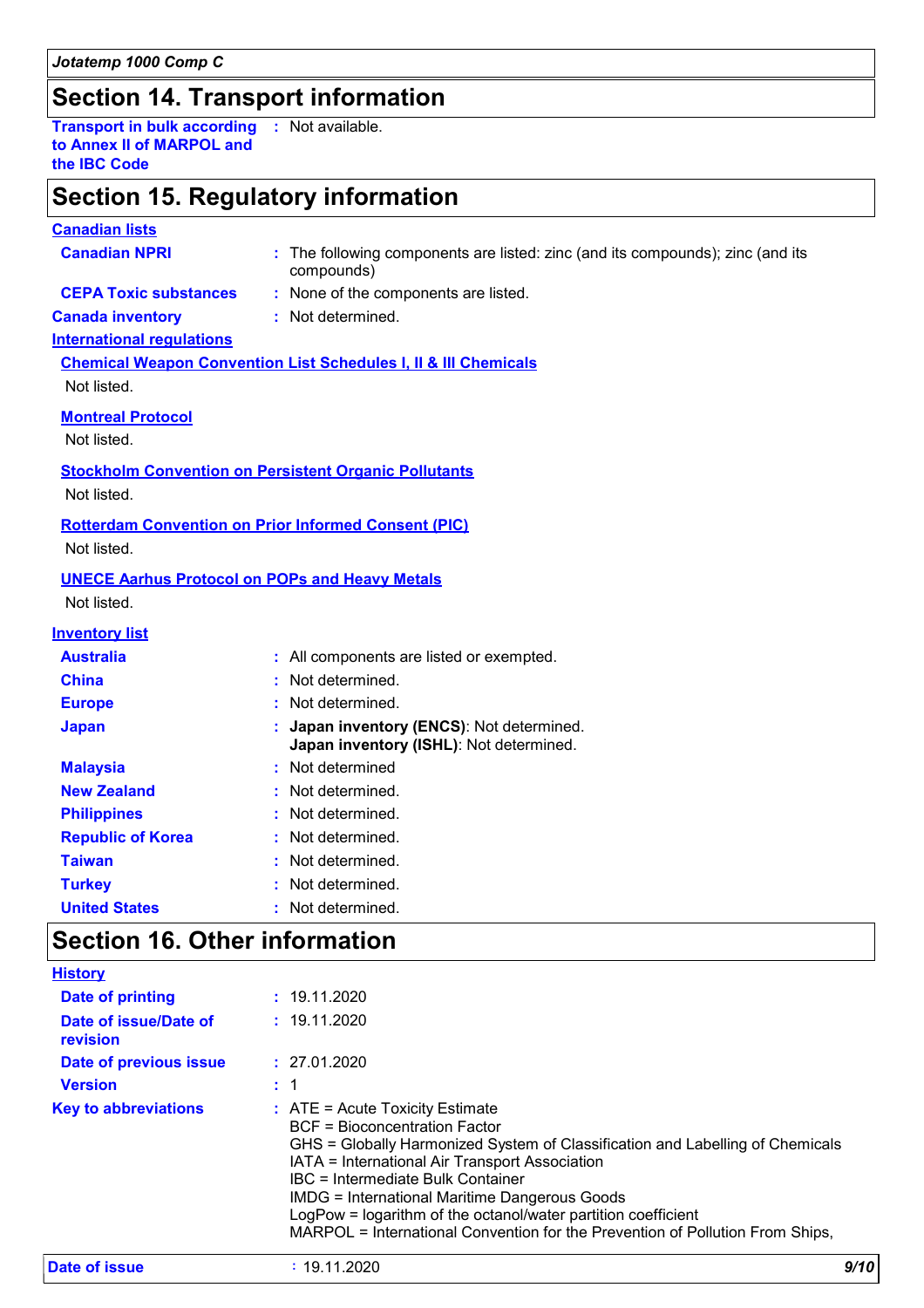## Section 14. Transport information

| | |
|---|---|
| **Transport in bulk according to Annex II of MARPOL and the IBC Code** | : Not available. |

## Section 15. Regulatory information

**Canadian lists**

| | |
|---|---|
| **Canadian NPRI** | : The following components are listed: zinc (and its compounds); zinc (and its compounds) |
| **CEPA Toxic substances** | : None of the components are listed. |
| **Canada inventory** | : Not determined. |

**International regulations**

**Chemical Weapon Convention List Schedules I, II & III Chemicals**

Not listed.

**Montreal Protocol**

Not listed.

**Stockholm Convention on Persistent Organic Pollutants**

Not listed.

**Rotterdam Convention on Prior Informed Consent (PIC)**

Not listed.

**UNECE Aarhus Protocol on POPs and Heavy Metals**

Not listed.

**Inventory list**

| | |
|---|---|
| **Australia** | : All components are listed or exempted. |
| **China** | : Not determined. |
| **Europe** | : Not determined. |
| **Japan** | : **Japan inventory (ENCS)**: Not determined. **Japan inventory (ISHL)**: Not determined. |
| **Malaysia** | : Not determined |
| **New Zealand** | : Not determined. |
| **Philippines** | : Not determined. |
| **Republic of Korea** | : Not determined. |
| **Taiwan** | : Not determined. |
| **Turkey** | : Not determined. |
| **United States** | : Not determined. |

## Section 16. Other information

**History**

| | |
|---|---|
| **Date of printing** | : 19.11.2020 |
| **Date of issue/Date of revision** | : 19.11.2020 |
| **Date of previous issue** | : 27.01.2020 |
| **Version** | : 1 |

**Key to abbreviations** :
ATE = Acute Toxicity Estimate
BCF = Bioconcentration Factor
GHS = Globally Harmonized System of Classification and Labelling of Chemicals
IATA = International Air Transport Association
IBC = Intermediate Bulk Container
IMDG = International Maritime Dangerous Goods
LogPow = logarithm of the octanol/water partition coefficient
MARPOL = International Convention for the Prevention of Pollution From Ships,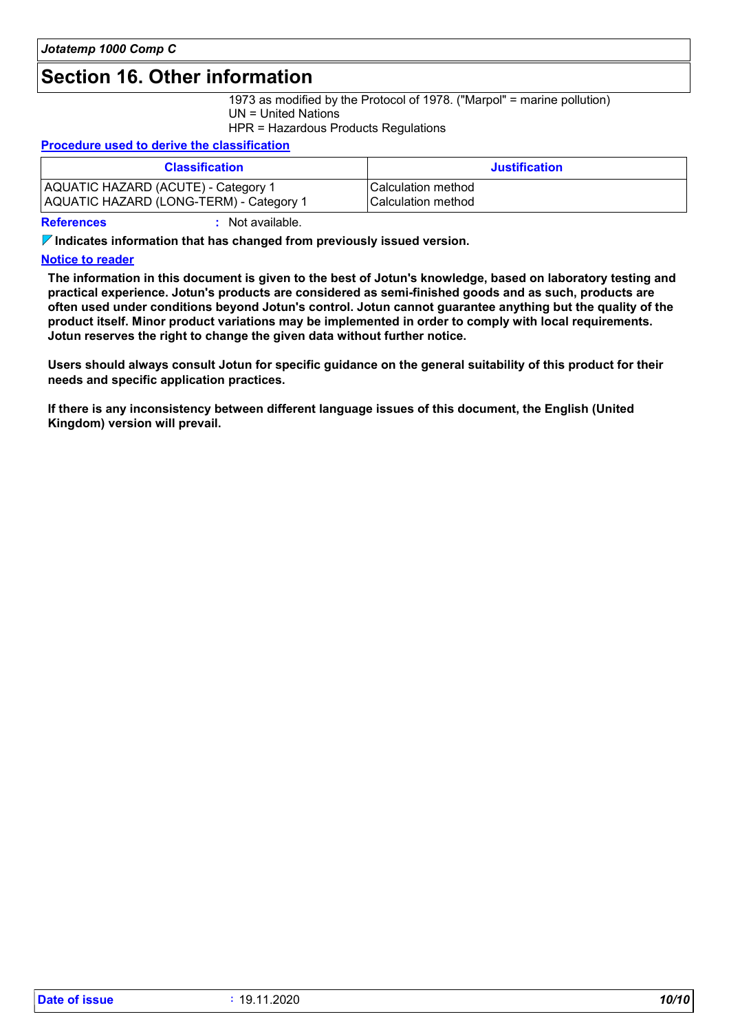## Section 16. Other information

1973 as modified by the Protocol of 1978. ("Marpol" = marine pollution)
UN = United Nations
HPR = Hazardous Products Regulations

**Procedure used to derive the classification**

| Classification | Justification |
|---|---|
| AQUATIC HAZARD (ACUTE) - Category 1 | Calculation method |
| AQUATIC HAZARD (LONG-TERM) - Category 1 | Calculation method |

**References** : Not available.

**Indicates information that has changed from previously issued version.**

**Notice to reader**

**The information in this document is given to the best of Jotun's knowledge, based on laboratory testing and practical experience. Jotun's products are considered as semi-finished goods and as such, products are often used under conditions beyond Jotun's control. Jotun cannot guarantee anything but the quality of the product itself. Minor product variations may be implemented in order to comply with local requirements. Jotun reserves the right to change the given data without further notice.**

**Users should always consult Jotun for specific guidance on the general suitability of this product for their needs and specific application practices.**

**If there is any inconsistency between different language issues of this document, the English (United Kingdom) version will prevail.**

**Date of issue** : 19.11.2020